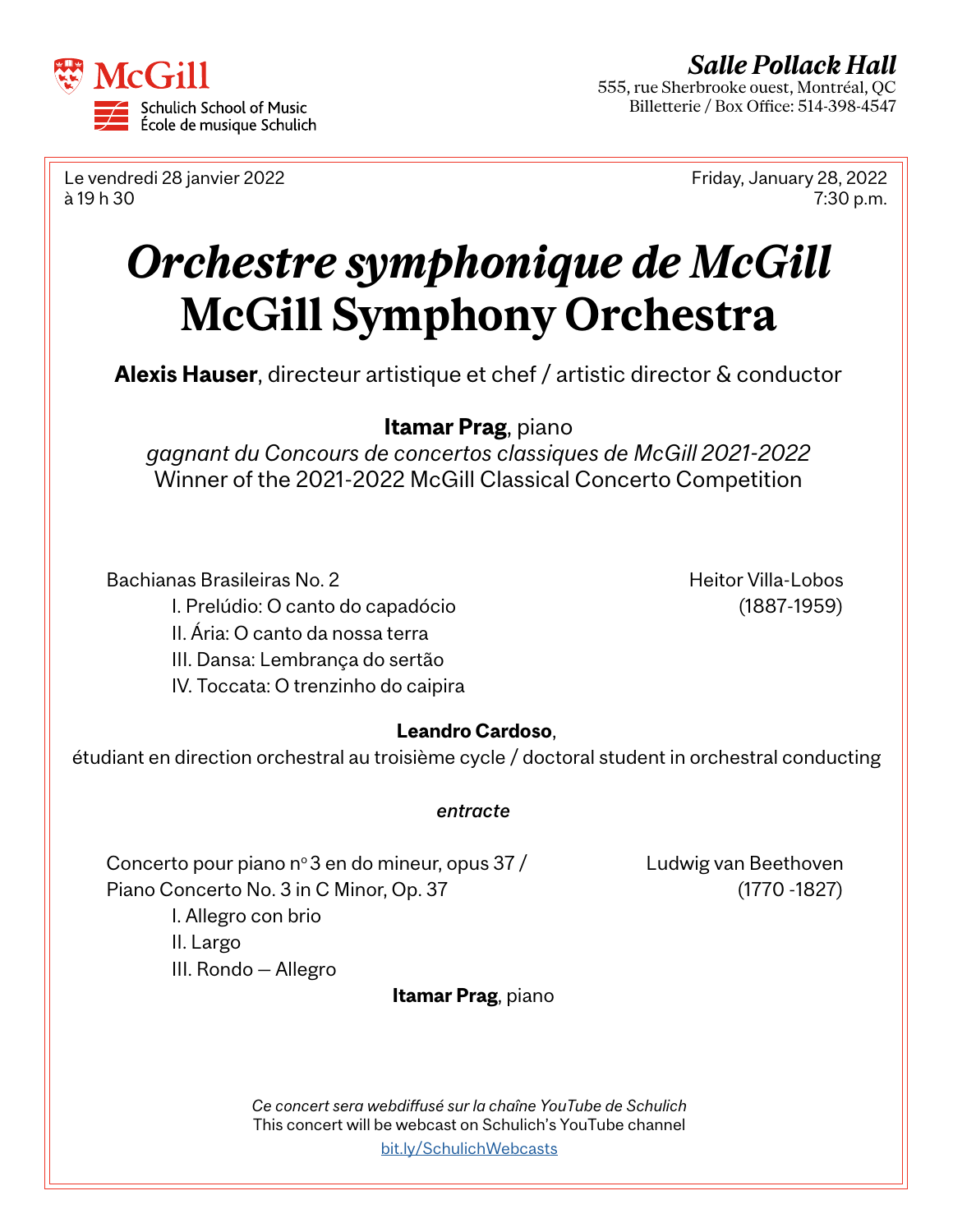McGill
Schulich School of Music
École de musique Schulich

***Salle Pollack Hall***
555, rue Sherbrooke ouest, Montréal, QC
Billetterie / Box Office: 514-398-4547

Le vendredi 28 janvier 2022
à 19 h 30

Friday, January 28, 2022
7:30 p.m.

# *Orchestre symphonique de McGill*
# McGill Symphony Orchestra

**Alexis Hauser**, directeur artistique et chef / artistic director & conductor

**Itamar Prag**, piano
*gagnant du Concours de concertos classiques de McGill 2021-2022*
Winner of the 2021-2022 McGill Classical Concerto Competition

Bachianas Brasileiras No. 2 — Heitor Villa-Lobos (1887-1959)

- I. Prelúdio: O canto do capadócio
- II. Ária: O canto da nossa terra
- III. Dansa: Lembrança do sertão
- IV. Toccata: O trenzinho do caipira

**Leandro Cardoso**,
étudiant en direction orchestral au troisième cycle / doctoral student in orchestral conducting

***entracte***

Concerto pour piano nº 3 en do mineur, opus 37 /
Piano Concerto No. 3 in C Minor, Op. 37 — Ludwig van Beethoven (1770 -1827)

- I. Allegro con brio
- II. Largo
- III. Rondo – Allegro

**Itamar Prag**, piano

*Ce concert sera webdiffusé sur la chaîne YouTube de Schulich*
This concert will be webcast on Schulich's YouTube channel
bit.ly/SchulichWebcasts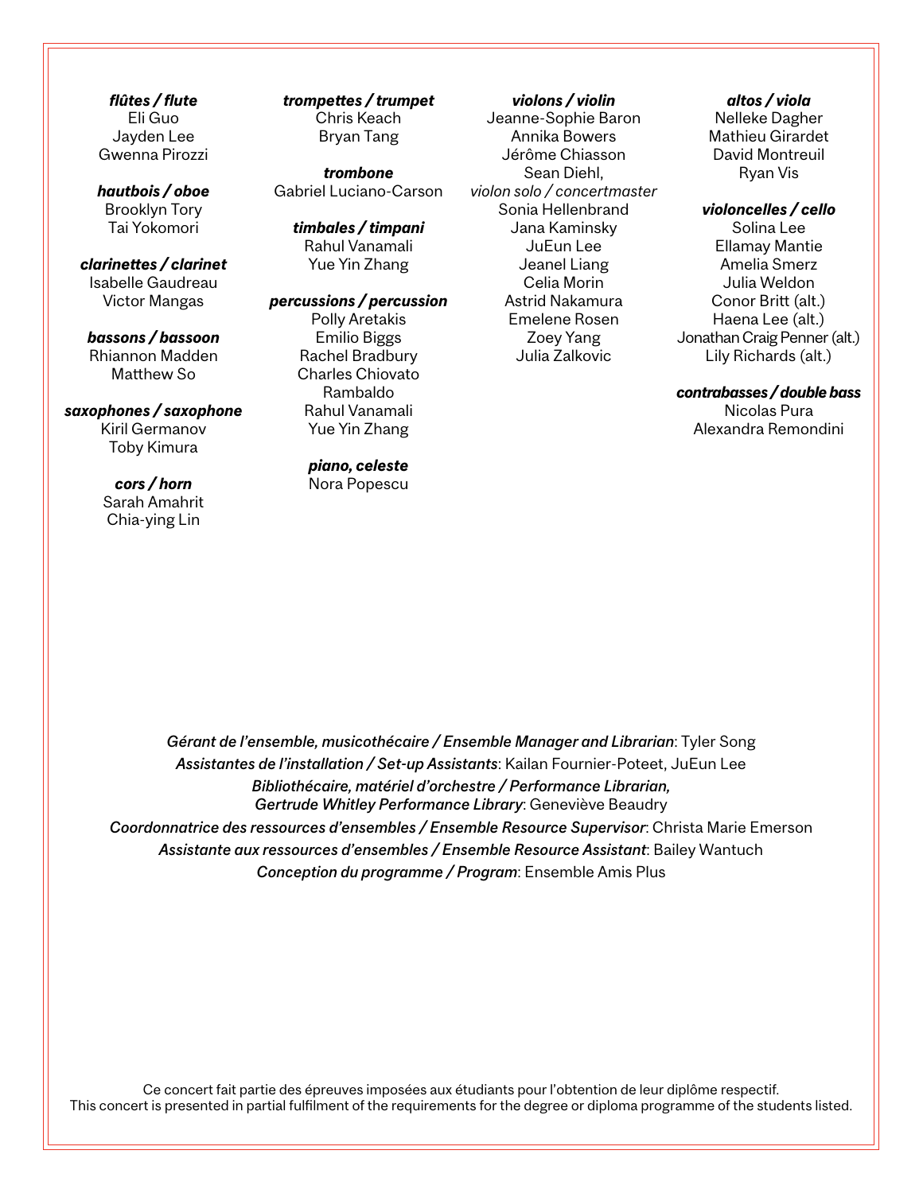***flûtes / flute***
Eli Guo
Jayden Lee
Gwenna Pirozzi

***hautbois / oboe***
Brooklyn Tory
Tai Yokomori

***clarinettes / clarinet***
Isabelle Gaudreau
Victor Mangas

***bassons / bassoon***
Rhiannon Madden
Matthew So

***saxophones / saxophone***
Kiril Germanov
Toby Kimura

***cors / horn***
Sarah Amahrit
Chia-ying Lin

***trompettes / trumpet***
Chris Keach
Bryan Tang

***trombone***
Gabriel Luciano-Carson

***timbales / timpani***
Rahul Vanamali
Yue Yin Zhang

***percussions / percussion***
Polly Aretakis
Emilio Biggs
Rachel Bradbury
Charles Chiovato
Rambaldo
Rahul Vanamali
Yue Yin Zhang

***piano, celeste***
Nora Popescu

***violons / violin***
Jeanne-Sophie Baron
Annika Bowers
Jérôme Chiasson
Sean Diehl,
*violon solo / concertmaster*
Sonia Hellenbrand
Jana Kaminsky
JuEun Lee
Jeanel Liang
Celia Morin
Astrid Nakamura
Emelene Rosen
Zoey Yang
Julia Zalkovic

***altos / viola***
Nelleke Dagher
Mathieu Girardet
David Montreuil
Ryan Vis

***violoncelles / cello***
Solina Lee
Ellamay Mantie
Amelia Smerz
Julia Weldon
Conor Britt (alt.)
Haena Lee (alt.)
Jonathan Craig Penner (alt.)
Lily Richards (alt.)

***contrabasses / double bass***
Nicolas Pura
Alexandra Remondini

*Gérant de l'ensemble, musicothécaire / Ensemble Manager and Librarian*: Tyler Song
*Assistantes de l'installation / Set-up Assistants*: Kailan Fournier-Poteet, JuEun Lee
*Bibliothécaire, matériel d'orchestre / Performance Librarian, Gertrude Whitley Performance Library*: Geneviève Beaudry
*Coordonnatrice des ressources d'ensembles / Ensemble Resource Supervisor*: Christa Marie Emerson
*Assistante aux ressources d'ensembles / Ensemble Resource Assistant*: Bailey Wantuch
*Conception du programme / Program*: Ensemble Amis Plus

Ce concert fait partie des épreuves imposées aux étudiants pour l'obtention de leur diplôme respectif.
This concert is presented in partial fulfilment of the requirements for the degree or diploma programme of the students listed.